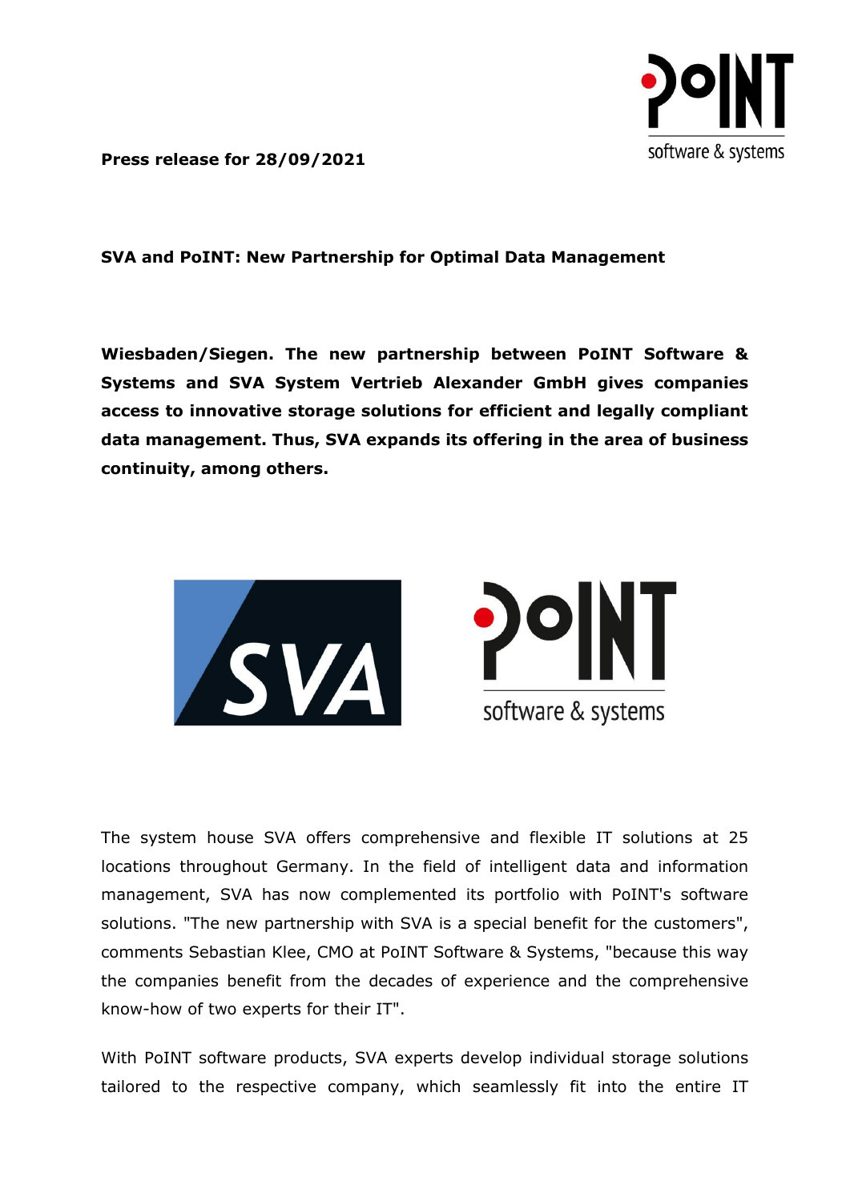**Press release for 28/09/2021**

**SVA and PoINT: New Partnership for Optimal Data Management**

**Wiesbaden/Siegen. The new partnership between PoINT Software & Systems and SVA System Vertrieb Alexander GmbH gives companies access to innovative storage solutions for efficient and legally compliant data management. Thus, SVA expands its offering in the area of business continuity, among others.**

The system house SVA offers comprehensive and flexible IT solutions at 25 locations throughout Germany. In the field of intelligent data and information management, SVA has now complemented its portfolio with PoINT's software solutions. "The new partnership with SVA is a special benefit for the customers", comments Sebastian Klee, CMO at PoINT Software & Systems, "because this way the companies benefit from the decades of experience and the comprehensive know-how of two experts for their IT".

With PoINT software products, SVA experts develop individual storage solutions tailored to the respective company, which seamlessly fit into the entire IT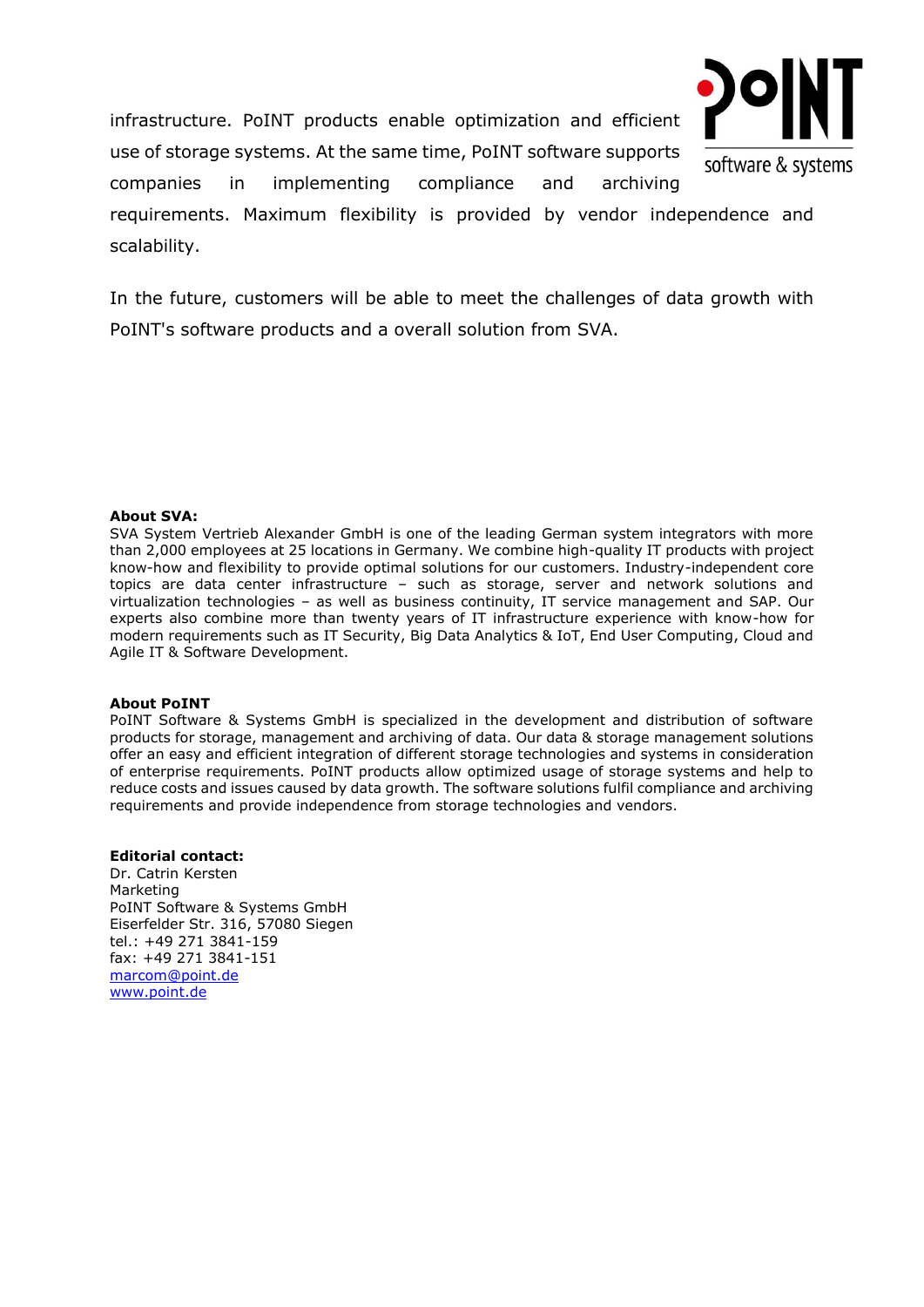infrastructure. PoINT products enable optimization and efficient use of storage systems. At the same time, PoINT software supports companies in implementing compliance and archiving requirements. Maximum flexibility is provided by vendor independence and scalability.

In the future, customers will be able to meet the challenges of data growth with PoINT's software products and a overall solution from SVA.

**About SVA:**
SVA System Vertrieb Alexander GmbH is one of the leading German system integrators with more than 2,000 employees at 25 locations in Germany. We combine high-quality IT products with project know-how and flexibility to provide optimal solutions for our customers. Industry-independent core topics are data center infrastructure – such as storage, server and network solutions and virtualization technologies – as well as business continuity, IT service management and SAP. Our experts also combine more than twenty years of IT infrastructure experience with know-how for modern requirements such as IT Security, Big Data Analytics & IoT, End User Computing, Cloud and Agile IT & Software Development.

**About PoINT**
PoINT Software & Systems GmbH is specialized in the development and distribution of software products for storage, management and archiving of data. Our data & storage management solutions offer an easy and efficient integration of different storage technologies and systems in consideration of enterprise requirements. PoINT products allow optimized usage of storage systems and help to reduce costs and issues caused by data growth. The software solutions fulfil compliance and archiving requirements and provide independence from storage technologies and vendors.

**Editorial contact:**
Dr. Catrin Kersten
Marketing
PoINT Software & Systems GmbH
Eiserfelder Str. 316, 57080 Siegen
tel.: +49 271 3841-159
fax: +49 271 3841-151
marcom@point.de
www.point.de